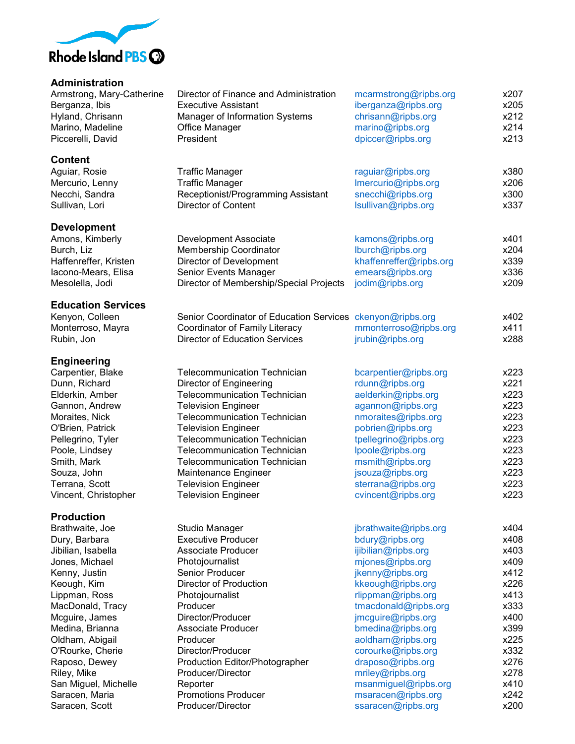Rhode Island PBS

## Administration

| | | | |
|---|---|---|---|
| Armstrong, Mary-Catherine | Director of Finance and Administration | mcarmstrong@ripbs.org | x207 |
| Berganza, Ibis | Executive Assistant | iberganza@ripbs.org | x205 |
| Hyland, Chrisann | Manager of Information Systems | chrisann@ripbs.org | x212 |
| Marino, Madeline | Office Manager | marino@ripbs.org | x214 |
| Piccerelli, David | President | dpiccer@ripbs.org | x213 |

## Content

| | | | |
|---|---|---|---|
| Aguiar, Rosie | Traffic Manager | raguiar@ripbs.org | x380 |
| Mercurio, Lenny | Traffic Manager | lmercurio@ripbs.org | x206 |
| Necchi, Sandra | Receptionist/Programming Assistant | snecchi@ripbs.org | x300 |
| Sullivan, Lori | Director of Content | lsullivan@ripbs.org | x337 |

## Development

| | | | |
|---|---|---|---|
| Amons, Kimberly | Development Associate | kamons@ripbs.org | x401 |
| Burch, Liz | Membership Coordinator | lburch@ripbs.org | x204 |
| Haffenreffer, Kristen | Director of Development | khaffenreffer@ripbs.org | x339 |
| Iacono-Mears, Elisa | Senior Events Manager | emears@ripbs.org | x336 |
| Mesolella, Jodi | Director of Membership/Special Projects | jodim@ripbs.org | x209 |

## Education Services

| | | | |
|---|---|---|---|
| Kenyon, Colleen | Senior Coordinator of Education Services | ckenyon@ripbs.org | x402 |
| Monterroso, Mayra | Coordinator of Family Literacy | mmonterroso@ripbs.org | x411 |
| Rubin, Jon | Director of Education Services | jrubin@ripbs.org | x288 |

## Engineering

| | | | |
|---|---|---|---|
| Carpentier, Blake | Telecommunication Technician | bcarpentier@ripbs.org | x223 |
| Dunn, Richard | Director of Engineering | rdunn@ripbs.org | x221 |
| Elderkin, Amber | Telecommunication Technician | aelderkin@ripbs.org | x223 |
| Gannon, Andrew | Television Engineer | agannon@ripbs.org | x223 |
| Moraites, Nick | Telecommunication Technician | nmoraites@ripbs.org | x223 |
| O'Brien, Patrick | Television Engineer | pobrien@ripbs.org | x223 |
| Pellegrino, Tyler | Telecommunication Technician | tpellegrino@ripbs.org | x223 |
| Poole, Lindsey | Telecommunication Technician | lpoole@ripbs.org | x223 |
| Smith, Mark | Telecommunication Technician | msmith@ripbs.org | x223 |
| Souza, John | Maintenance Engineer | jsouza@ripbs.org | x223 |
| Terrana, Scott | Television Engineer | sterrana@ripbs.org | x223 |
| Vincent, Christopher | Television Engineer | cvincent@ripbs.org | x223 |

## Production

| | | | |
|---|---|---|---|
| Brathwaite, Joe | Studio Manager | jbrathwaite@ripbs.org | x404 |
| Dury, Barbara | Executive Producer | bdury@ripbs.org | x408 |
| Jibilian, Isabella | Associate Producer | ijibilian@ripbs.org | x403 |
| Jones, Michael | Photojournalist | mjones@ripbs.org | x409 |
| Kenny, Justin | Senior Producer | jkenny@ripbs.org | x412 |
| Keough, Kim | Director of Production | kkeough@ripbs.org | x226 |
| Lippman, Ross | Photojournalist | rlippman@ripbs.org | x413 |
| MacDonald, Tracy | Producer | tmacdonald@ripbs.org | x333 |
| Mcguire, James | Director/Producer | jmcguire@ripbs.org | x400 |
| Medina, Brianna | Associate Producer | bmedina@ripbs.org | x399 |
| Oldham, Abigail | Producer | aoldham@ripbs.org | x225 |
| O'Rourke, Cherie | Director/Producer | corourke@ripbs.org | x332 |
| Raposo, Dewey | Production Editor/Photographer | draposo@ripbs.org | x276 |
| Riley, Mike | Producer/Director | mriley@ripbs.org | x278 |
| San Miguel, Michelle | Reporter | msanmiguel@ripbs.org | x410 |
| Saracen, Maria | Promotions Producer | msaracen@ripbs.org | x242 |
| Saracen, Scott | Producer/Director | ssaracen@ripbs.org | x200 |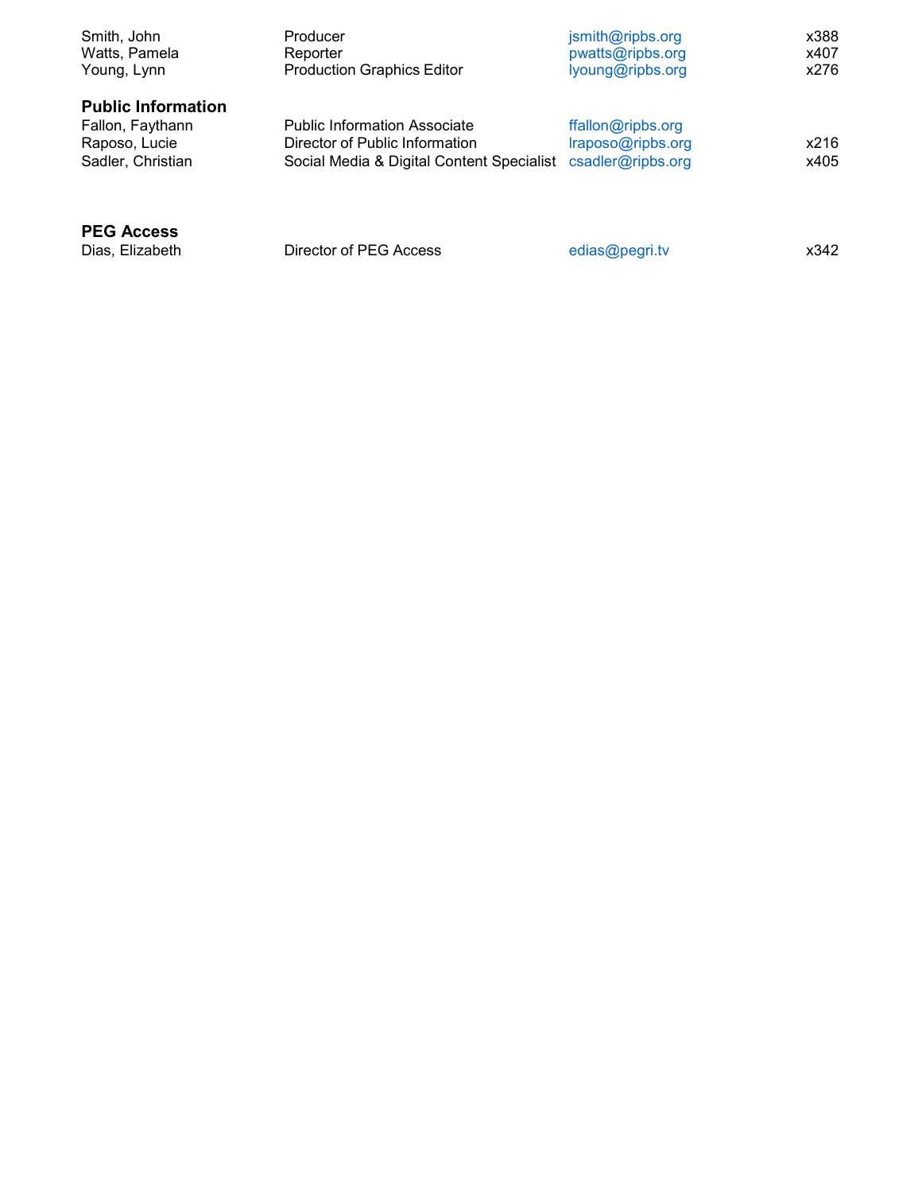| | | | |
|---|---|---|---|
| Smith, John | Producer | jsmith@ripbs.org | x388 |
| Watts, Pamela | Reporter | pwatts@ripbs.org | x407 |
| Young, Lynn | Production Graphics Editor | lyoung@ripbs.org | x276 |

**Public Information**

| | | | |
|---|---|---|---|
| Fallon, Faythann | Public Information Associate | ffallon@ripbs.org | |
| Raposo, Lucie | Director of Public Information | lraposo@ripbs.org | x216 |
| Sadler, Christian | Social Media & Digital Content Specialist | csadler@ripbs.org | x405 |

**PEG Access**

| | | | |
|---|---|---|---|
| Dias, Elizabeth | Director of PEG Access | edias@pegri.tv | x342 |